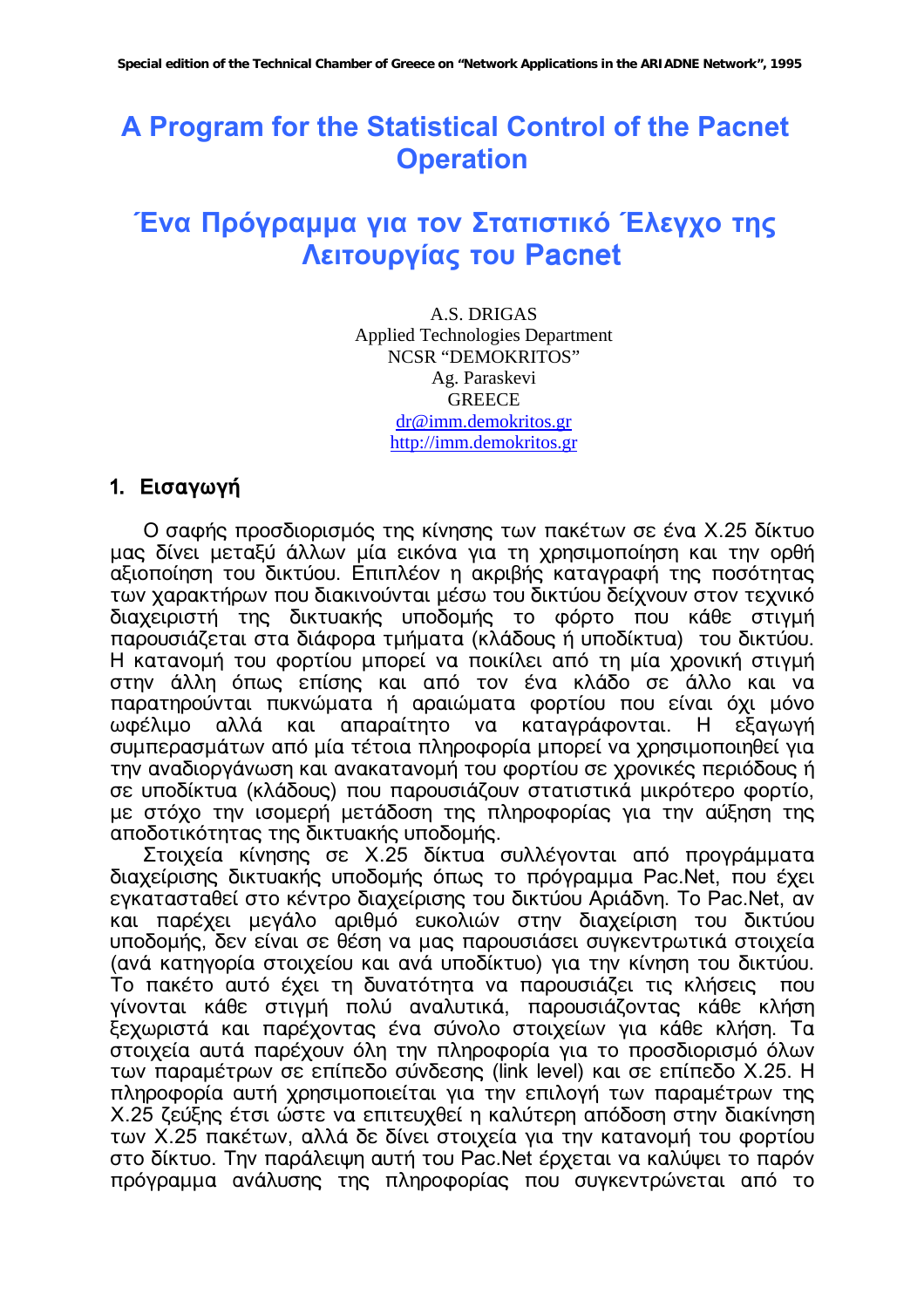# A Program for the Statistical Control of the Pacnet Operation

# Ένα Πρόγραμμα για τον Στατιστικό Έλεγχο της Λειτουργίας του Pacnet

A.S. DRIGAS
Applied Technologies Department
NCSR "DEMOKRITOS"
Ag. Paraskevi
GREECE
dr@imm.demokritos.gr
http://imm.demokritos.gr

## 1. Εισαγωγή

Ο σαφής προσδιορισμός της κίνησης των πακέτων σε ένα X.25 δίκτυο μας δίνει μεταξύ άλλων μία εικόνα για τη χρησιμοποίηση και την ορθή αξιοποίηση του δικτύου. Επιπλέον η ακριβής καταγραφή της ποσότητας των χαρακτήρων που διακινούνται μέσω του δικτύου δείχνουν στον τεχνικό διαχειριστή της δικτυακής υποδομής το φόρτο που κάθε στιγμή παρουσιάζεται στα διάφορα τμήματα (κλάδους ή υποδίκτυα) του δικτύου. Η κατανομή του φορτίου μπορεί να ποικίλει από τη μία χρονική στιγμή στην άλλη όπως επίσης και από τον ένα κλάδο σε άλλο και να παρατηρούνται πυκνώματα ή αραιώματα φορτίου που είναι όχι μόνο ωφέλιμο αλλά και απαραίτητο να καταγράφονται. Η εξαγωγή συμπερασμάτων από μία τέτοια πληροφορία μπορεί να χρησιμοποιηθεί για την αναδιοργάνωση και ανακατανομή του φορτίου σε χρονικές περιόδους ή σε υποδίκτυα (κλάδους) που παρουσιάζουν στατιστικά μικρότερο φορτίο, με στόχο την ισομερή μετάδοση της πληροφορίας για την αύξηση της αποδοτικότητας της δικτυακής υποδομής.

Στοιχεία κίνησης σε X.25 δίκτυα συλλέγονται από προγράμματα διαχείρισης δικτυακής υποδομής όπως το πρόγραμμα Pac.Net, που έχει εγκατασταθεί στο κέντρο διαχείρισης του δικτύου Αριάδνη. Το Pac.Net, αν και παρέχει μεγάλο αριθμό ευκολιών στην διαχείριση του δικτύου υποδομής, δεν είναι σε θέση να μας παρουσιάσει συγκεντρωτικά στοιχεία (ανά κατηγορία στοιχείου και ανά υποδίκτυο) για την κίνηση του δικτύου. Το πακέτο αυτό έχει τη δυνατότητα να παρουσιάζει τις κλήσεις που γίνονται κάθε στιγμή πολύ αναλυτικά, παρουσιάζοντας κάθε κλήση ξεχωριστά και παρέχοντας ένα σύνολο στοιχείων για κάθε κλήση. Τα στοιχεία αυτά παρέχουν όλη την πληροφορία για το προσδιορισμό όλων των παραμέτρων σε επίπεδο σύνδεσης (link level) και σε επίπεδο X.25. Η πληροφορία αυτή χρησιμοποιείται για την επιλογή των παραμέτρων της X.25 ζεύξης έτσι ώστε να επιτευχθεί η καλύτερη απόδοση στην διακίνηση των X.25 πακέτων, αλλά δε δίνει στοιχεία για την κατανομή του φορτίου στο δίκτυο. Την παράλειψη αυτή του Pac.Net έρχεται να καλύψει το παρόν πρόγραμμα ανάλυσης της πληροφορίας που συγκεντρώνεται από το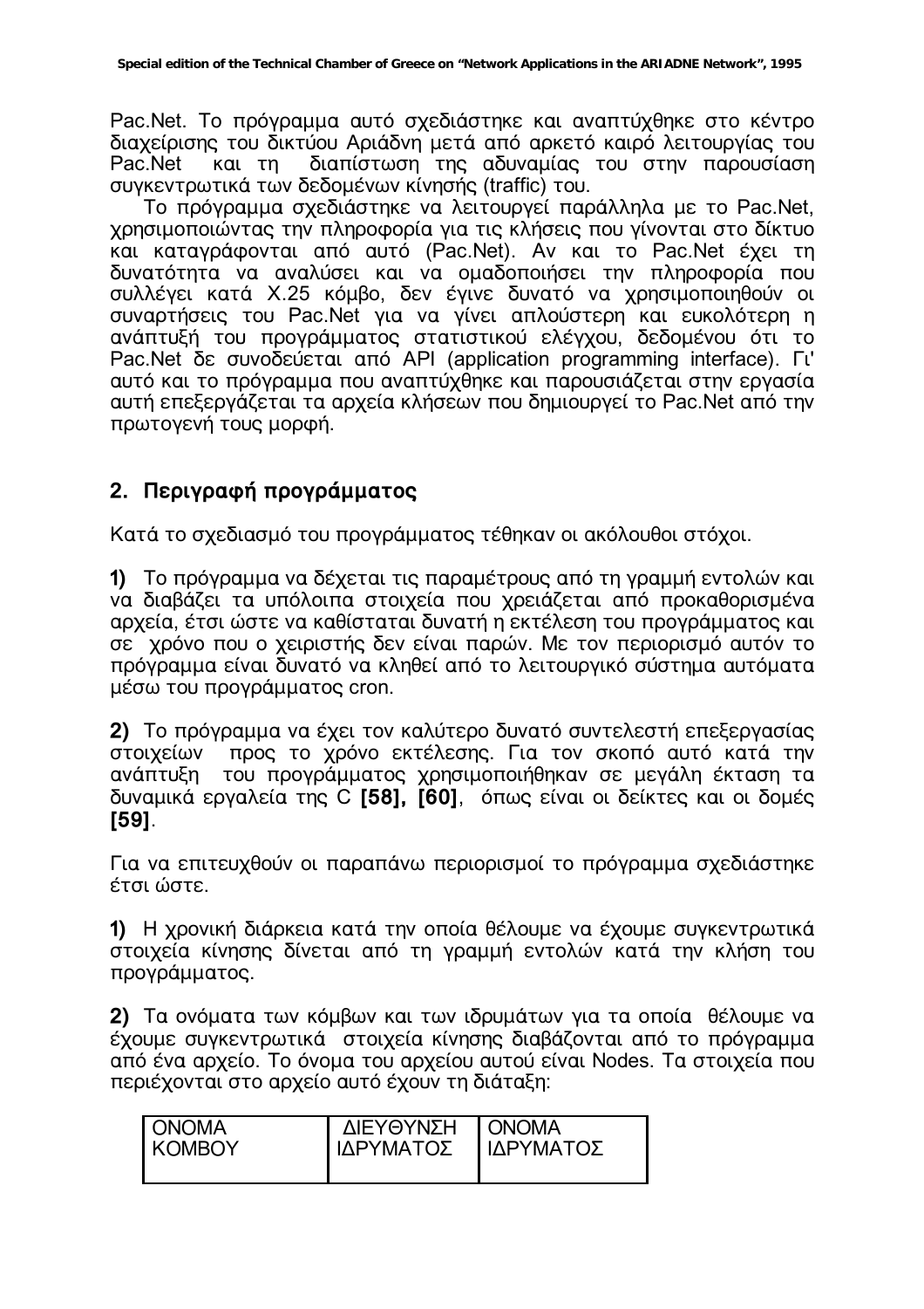Pac.Net. Το πρόγραμμα αυτό σχεδιάστηκε και αναπτύχθηκε στο κέντρο διαχείρισης του δικτύου Αριάδνη μετά από αρκετό καιρό λειτουργίας του Pac.Net και τη διαπίστωση της αδυναμίας του στην παρουσίαση συγκεντρωτικά των δεδομένων κίνησής (traffic) του.

Το πρόγραμμα σχεδιάστηκε να λειτουργεί παράλληλα με το Pac.Net, χρησιμοποιώντας την πληροφορία για τις κλήσεις που γίνονται στο δίκτυο και καταγράφονται από αυτό (Pac.Net). Αν και το Pac.Net έχει τη δυνατότητα να αναλύσει και να ομαδοποιήσει την πληροφορία που συλλέγει κατά X.25 κόμβο, δεν έγινε δυνατό να χρησιμοποιηθούν οι συναρτήσεις του Pac.Net για να γίνει απλούστερη και ευκολότερη η ανάπτυξή του προγράμματος στατιστικού ελέγχου, δεδομένου ότι το Pac.Net δε συνοδεύεται από API (application programming interface). Γι' αυτό και το πρόγραμμα που αναπτύχθηκε και παρουσιάζεται στην εργασία αυτή επεξεργάζεται τα αρχεία κλήσεων που δημιουργεί το Pac.Net από την πρωτογενή τους μορφή.

## 2. Περιγραφή προγράμματος

Κατά το σχεδιασμό του προγράμματος τέθηκαν οι ακόλουθοι στόχοι.

**1)** Το πρόγραμμα να δέχεται τις παραμέτρους από τη γραμμή εντολών και να διαβάζει τα υπόλοιπα στοιχεία που χρειάζεται από προκαθορισμένα αρχεία, έτσι ώστε να καθίσταται δυνατή η εκτέλεση του προγράμματος και σε χρόνο που ο χειριστής δεν είναι παρών. Με τον περιορισμό αυτόν το πρόγραμμα είναι δυνατό να κληθεί από το λειτουργικό σύστημα αυτόματα μέσω του προγράμματος cron.

**2)** Το πρόγραμμα να έχει τον καλύτερο δυνατό συντελεστή επεξεργασίας στοιχείων προς το χρόνο εκτέλεσης. Για τον σκοπό αυτό κατά την ανάπτυξη του προγράμματος χρησιμοποιήθηκαν σε μεγάλη έκταση τα δυναμικά εργαλεία της C **[58], [60]**, όπως είναι οι δείκτες και οι δομές **[59]**.

Για να επιτευχθούν οι παραπάνω περιορισμοί το πρόγραμμα σχεδιάστηκε έτσι ώστε.

**1)** Η χρονική διάρκεια κατά την οποία θέλουμε να έχουμε συγκεντρωτικά στοιχεία κίνησης δίνεται από τη γραμμή εντολών κατά την κλήση του προγράμματος.

**2)** Τα ονόματα των κόμβων και των ιδρυμάτων για τα οποία θέλουμε να έχουμε συγκεντρωτικά στοιχεία κίνησης διαβάζονται από το πρόγραμμα από ένα αρχείο. Το όνομα του αρχείου αυτού είναι Nodes. Τα στοιχεία που περιέχονται στο αρχείο αυτό έχουν τη διάταξη:

| ΟΝΟΜΑ ΚΟΜΒΟΥ | ΔΙΕΥΘΥΝΣΗ ΙΔΡΥΜΑΤΟΣ | ΟΝΟΜΑ ΙΔΡΥΜΑΤΟΣ |
|---|---|---|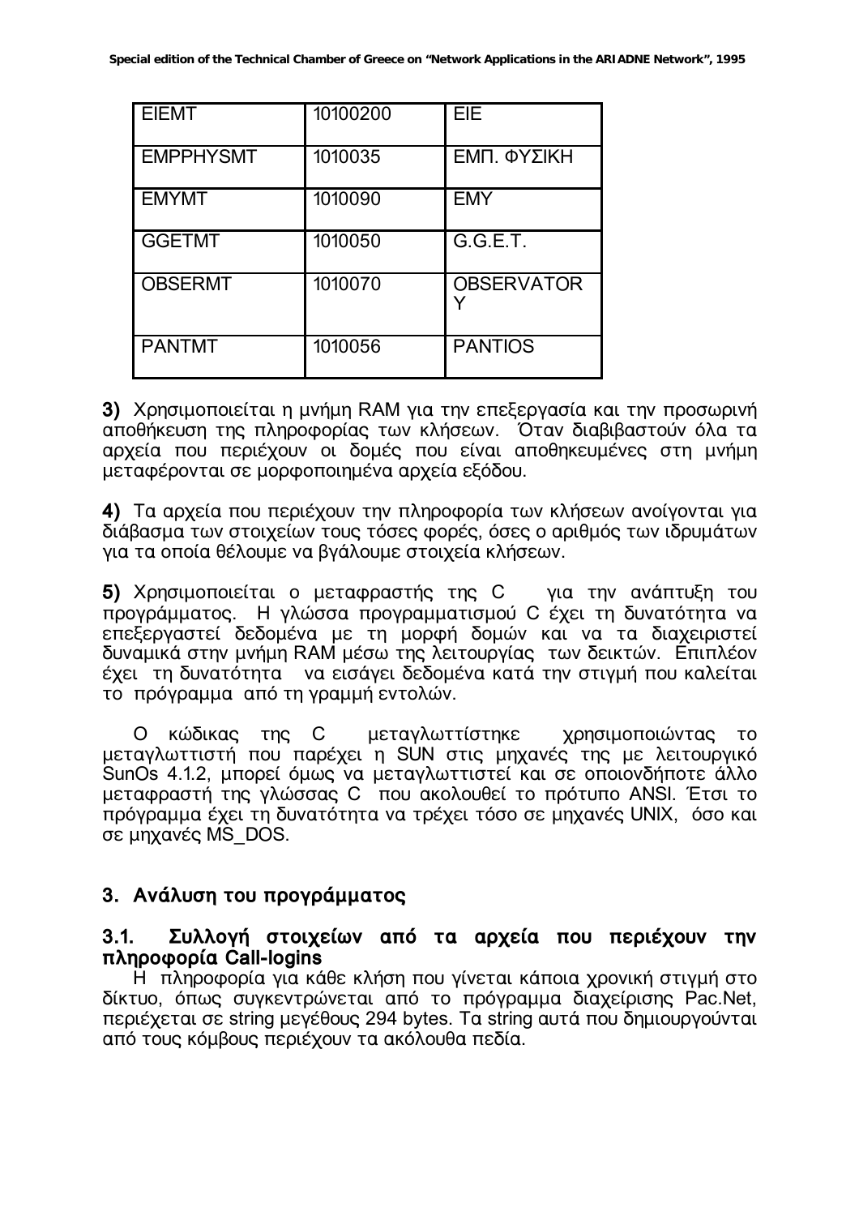| EIEMT | 10100200 | EIE |
|---|---|---|
| EMPPHYSMT | 1010035 | ΕΜΠ. ΦΥΣΙΚΗ |
| EMYMT | 1010090 | EMY |
| GGETMT | 1010050 | G.G.E.T. |
| OBSERMT | 1010070 | OBSERVATORY |
| PANTMT | 1010056 | PANTIOS |

**3)** Χρησιμοποιείται η μνήμη RAM για την επεξεργασία και την προσωρινή αποθήκευση της πληροφορίας των κλήσεων. Όταν διαβιβαστούν όλα τα αρχεία που περιέχουν οι δομές που είναι αποθηκευμένες στη μνήμη μεταφέρονται σε μορφοποιημένα αρχεία εξόδου.

**4)** Τα αρχεία που περιέχουν την πληροφορία των κλήσεων ανοίγονται για διάβασμα των στοιχείων τους τόσες φορές, όσες ο αριθμός των ιδρυμάτων για τα οποία θέλουμε να βγάλουμε στοιχεία κλήσεων.

**5)** Χρησιμοποιείται ο μεταφραστής της C για την ανάπτυξη του προγράμματος. Η γλώσσα προγραμματισμού C έχει τη δυνατότητα να επεξεργαστεί δεδομένα με τη μορφή δομών και να τα διαχειριστεί δυναμικά στην μνήμη RAM μέσω της λειτουργίας των δεικτών. Επιπλέον έχει τη δυνατότητα να εισάγει δεδομένα κατά την στιγμή που καλείται το πρόγραμμα από τη γραμμή εντολών.

Ο κώδικας της C μεταγλωττίστηκε χρησιμοποιώντας το μεταγλωττιστή που παρέχει η SUN στις μηχανές της με λειτουργικό SunOs 4.1.2, μπορεί όμως να μεταγλωττιστεί και σε οποιονδήποτε άλλο μεταφραστή της γλώσσας C που ακολουθεί το πρότυπο ANSI. Έτσι το πρόγραμμα έχει τη δυνατότητα να τρέχει τόσο σε μηχανές UNIX, όσο και σε μηχανές MS_DOS.

## 3. Ανάλυση του προγράμματος

### 3.1. Συλλογή στοιχείων από τα αρχεία που περιέχουν την πληροφορία Call-logins

Η πληροφορία για κάθε κλήση που γίνεται κάποια χρονική στιγμή στο δίκτυο, όπως συγκεντρώνεται από το πρόγραμμα διαχείρισης Pac.Net, περιέχεται σε string μεγέθους 294 bytes. Τα string αυτά που δημιουργούνται από τους κόμβους περιέχουν τα ακόλουθα πεδία.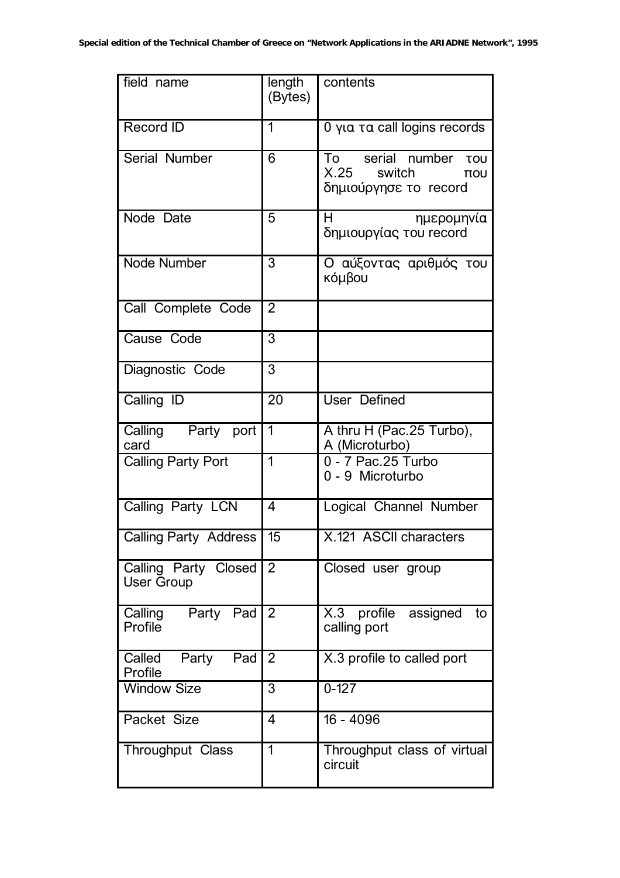| field name | length (Bytes) | contents |
|---|---|---|
| Record ID | 1 | 0 για τα call logins records |
| Serial Number | 6 | Το serial number του X.25 switch που δημιούργησε το record |
| Node Date | 5 | Η ημερομηνία δημιουργίας του record |
| Node Number | 3 | Ο αύξοντας αριθμός του κόμβου |
| Call Complete Code | 2 | |
| Cause Code | 3 | |
| Diagnostic Code | 3 | |
| Calling ID | 20 | User Defined |
| Calling Party port card | 1 | A thru H (Pac.25 Turbo), A (Microturbo) |
| Calling Party Port | 1 | 0 - 7 Pac.25 Turbo<br>0 - 9 Microturbo |
| Calling Party LCN | 4 | Logical Channel Number |
| Calling Party Address | 15 | X.121 ASCII characters |
| Calling Party Closed User Group | 2 | Closed user group |
| Calling Party Pad Profile | 2 | X.3 profile assigned to calling port |
| Called Party Pad Profile | 2 | X.3 profile to called port |
| Window Size | 3 | 0-127 |
| Packet Size | 4 | 16 - 4096 |
| Throughput Class | 1 | Throughput class of virtual circuit |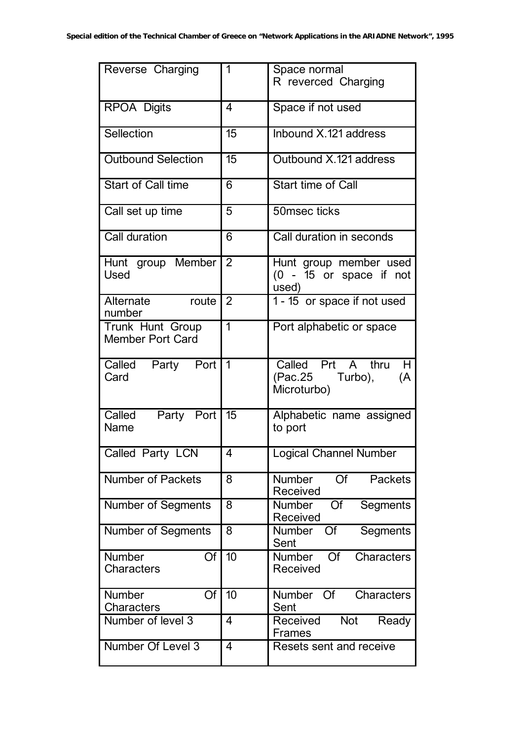| Reverse Charging | 1 | Space normal<br>R reverced Charging |
|---|---|---|
| RPOA Digits | 4 | Space if not used |
| Sellection | 15 | Inbound X.121 address |
| Outbound Selection | 15 | Outbound X.121 address |
| Start of Call time | 6 | Start time of Call |
| Call set up time | 5 | 50msec ticks |
| Call duration | 6 | Call duration in seconds |
| Hunt group Member Used | 2 | Hunt group member used (0 - 15 or space if not used) |
| Alternate route number | 2 | 1 - 15 or space if not used |
| Trunk Hunt Group Member Port Card | 1 | Port alphabetic or space |
| Called Party Port Card | 1 | Called Prt A thru H (Pac.25 Turbo), (A Microturbo) |
| Called Party Port Name | 15 | Alphabetic name assigned to port |
| Called Party LCN | 4 | Logical Channel Number |
| Number of Packets | 8 | Number Of Packets Received |
| Number of Segments | 8 | Number Of Segments Received |
| Number of Segments | 8 | Number Of Segments Sent |
| Number Of Characters | 10 | Number Of Characters Received |
| Number Of Characters | 10 | Number Of Characters Sent |
| Number of level 3 | 4 | Received Not Ready Frames |
| Number Of Level 3 | 4 | Resets sent and receive |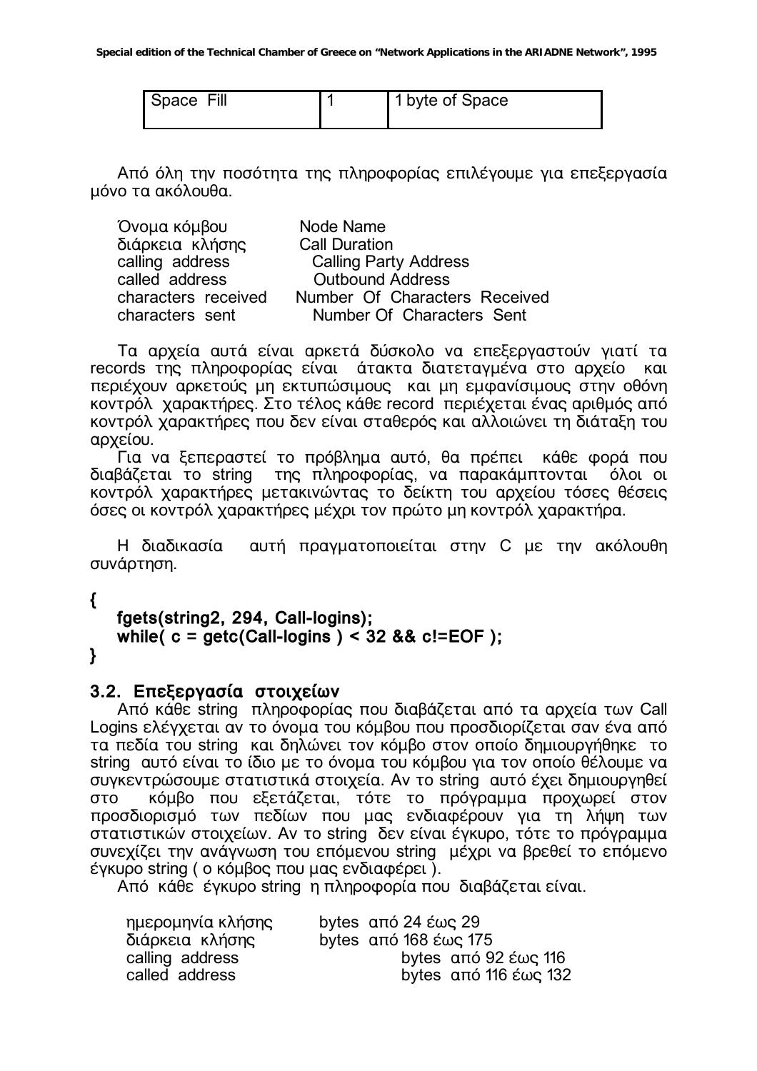| Space Fill | 1 | 1 byte of Space |
|---|---|---|

Από όλη την ποσότητα της πληροφορίας επιλέγουμε για επεξεργασία μόνο τα ακόλουθα.

| | |
|---|---|
| Όνομα κόμβου | Node Name |
| διάρκεια κλήσης | Call Duration |
| calling address | Calling Party Address |
| called address | Outbound Address |
| characters received | Number Of Characters Received |
| characters sent | Number Of Characters Sent |

Τα αρχεία αυτά είναι αρκετά δύσκολο να επεξεργαστούν γιατί τα records της πληροφορίας είναι άτακτα διατεταγμένα στο αρχείο και περιέχουν αρκετούς μη εκτυπώσιμους και μη εμφανίσιμους στην οθόνη κοντρόλ χαρακτήρες. Στο τέλος κάθε record περιέχεται ένας αριθμός από κοντρόλ χαρακτήρες που δεν είναι σταθερός και αλλοιώνει τη διάταξη του αρχείου.

Για να ξεπεραστεί το πρόβλημα αυτό, θα πρέπει κάθε φορά που διαβάζεται το string της πληροφορίας, να παρακάμπτονται όλοι οι κοντρόλ χαρακτήρες μετακινώντας το δείκτη του αρχείου τόσες θέσεις όσες οι κοντρόλ χαρακτήρες μέχρι τον πρώτο μη κοντρόλ χαρακτήρα.

Η διαδικασία αυτή πραγματοποιείται στην C με την ακόλουθη συνάρτηση.

```
{
    fgets(string2, 294, Call-logins);
    while( c = getc(Call-logins ) < 32 && c!=EOF );
}
```

## 3.2. Επεξεργασία στοιχείων

Από κάθε string πληροφορίας που διαβάζεται από τα αρχεία των Call Logins ελέγχεται αν το όνομα του κόμβου που προσδιορίζεται σαν ένα από τα πεδία του string και δηλώνει τον κόμβο στον οποίο δημιουργήθηκε το string αυτό είναι το ίδιο με το όνομα του κόμβου για τον οποίο θέλουμε να συγκεντρώσουμε στατιστικά στοιχεία. Αν το string αυτό έχει δημιουργηθεί στο κόμβο που εξετάζεται, τότε το πρόγραμμα προχωρεί στον προσδιορισμό των πεδίων που μας ενδιαφέρουν για τη λήψη των στατιστικών στοιχείων. Αν το string δεν είναι έγκυρο, τότε το πρόγραμμα συνεχίζει την ανάγνωση του επόμενου string μέχρι να βρεθεί το επόμενο έγκυρο string ( ο κόμβος που μας ενδιαφέρει ).

Από κάθε έγκυρο string η πληροφορία που διαβάζεται είναι.

| | |
|---|---|
| ημερομηνία κλήσης | bytes από 24 έως 29 |
| διάρκεια κλήσης | bytes από 168 έως 175 |
| calling address | bytes από 92 έως 116 |
| called address | bytes από 116 έως 132 |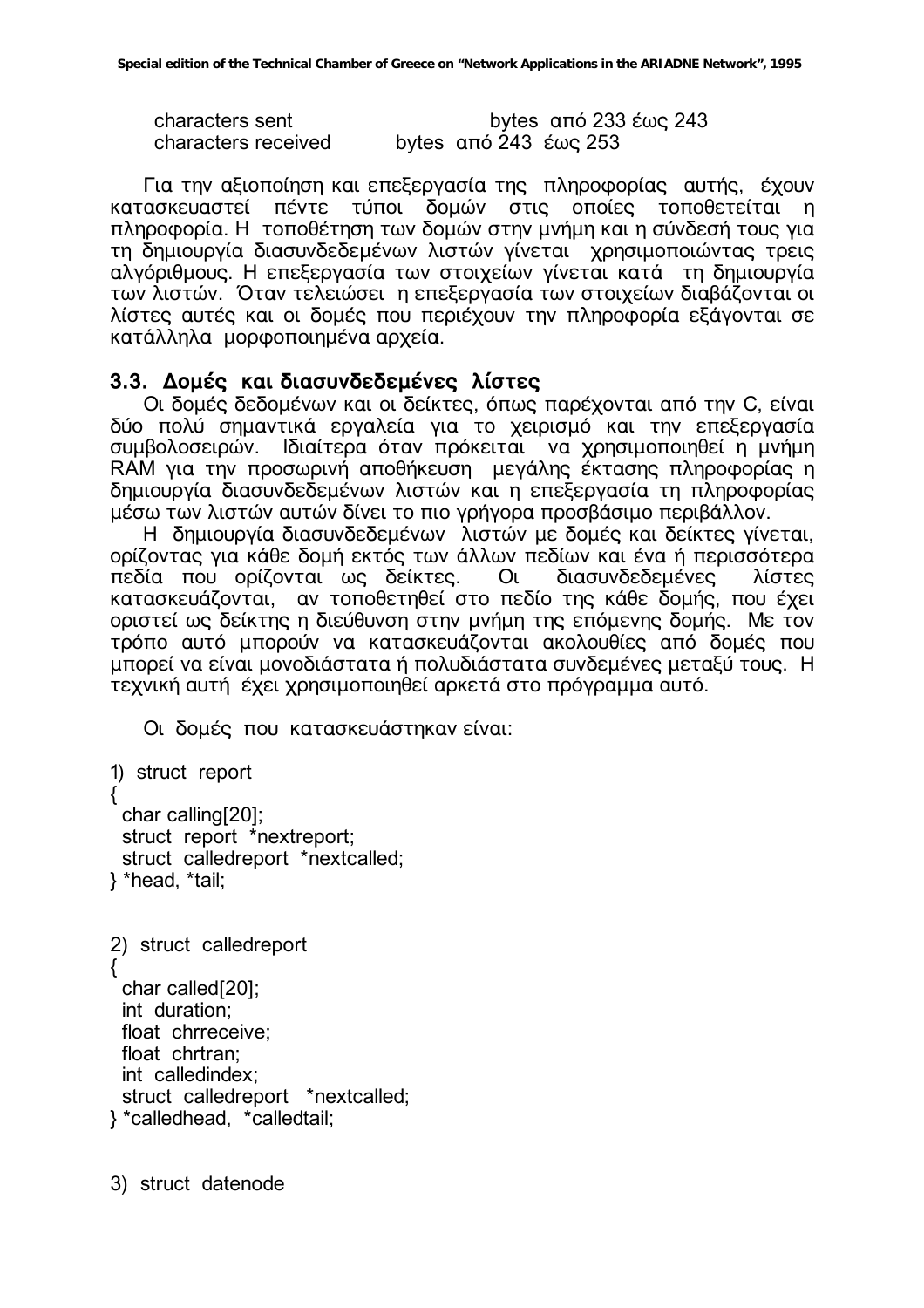characters sent bytes από 233 έως 243
characters received bytes από 243 έως 253

Για την αξιοποίηση και επεξεργασία της πληροφορίας αυτής, έχουν κατασκευαστεί πέντε τύποι δομών στις οποίες τοποθετείται η πληροφορία. Η τοποθέτηση των δομών στην μνήμη και η σύνδεσή τους για τη δημιουργία διασυνδεδεμένων λιστών γίνεται χρησιμοποιώντας τρεις αλγόριθμους. Η επεξεργασία των στοιχείων γίνεται κατά τη δημιουργία των λιστών. Όταν τελειώσει η επεξεργασία των στοιχείων διαβάζονται οι λίστες αυτές και οι δομές που περιέχουν την πληροφορία εξάγονται σε κατάλληλα μορφοποιημένα αρχεία.

### 3.3. Δομές και διασυνδεδεμένες λίστες

Οι δομές δεδομένων και οι δείκτες, όπως παρέχονται από την C, είναι δύο πολύ σημαντικά εργαλεία για το χειρισμό και την επεξεργασία συμβολοσειρών. Ιδιαίτερα όταν πρόκειται να χρησιμοποιηθεί η μνήμη RAM για την προσωρινή αποθήκευση μεγάλης έκτασης πληροφορίας η δημιουργία διασυνδεδεμένων λιστών και η επεξεργασία τη πληροφορίας μέσω των λιστών αυτών δίνει το πιο γρήγορα προσβάσιμο περιβάλλον.

Η δημιουργία διασυνδεδεμένων λιστών με δομές και δείκτες γίνεται, ορίζοντας για κάθε δομή εκτός των άλλων πεδίων και ένα ή περισσότερα πεδία που ορίζονται ως δείκτες. Οι διασυνδεδεμένες λίστες κατασκευάζονται, αν τοποθετηθεί στο πεδίο της κάθε δομής, που έχει οριστεί ως δείκτης η διεύθυνση στην μνήμη της επόμενης δομής. Με τον τρόπο αυτό μπορούν να κατασκευάζονται ακολουθίες από δομές που μπορεί να είναι μονοδιάστατα ή πολυδιάστατα συνδεμένες μεταξύ τους. Η τεχνική αυτή έχει χρησιμοποιηθεί αρκετά στο πρόγραμμα αυτό.

Οι δομές που κατασκευάστηκαν είναι:

```
1) struct report
{
  char calling[20];
  struct report *nextreport;
  struct calledreport *nextcalled;
} *head, *tail;


2) struct calledreport
{
  char called[20];
  int duration;
  float chrreceive;
  float chrtran;
  int calledindex;
  struct calledreport *nextcalled;
} *calledhead, *calledtail;


3) struct datenode
```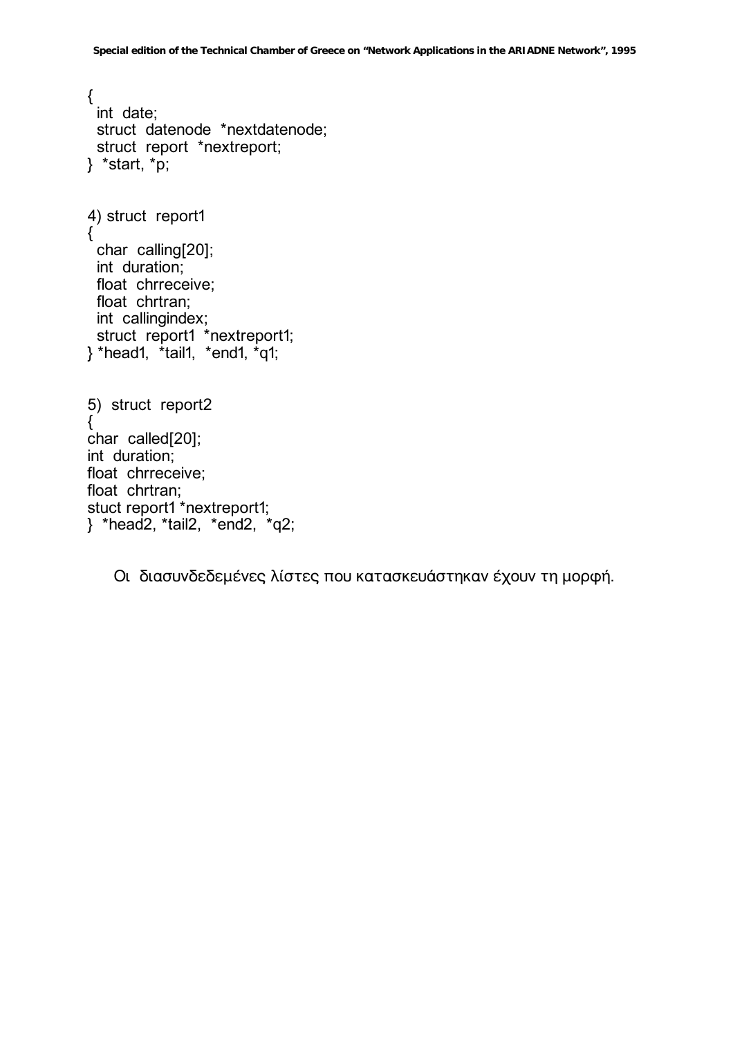```
{
  int  date;
  struct  datenode  *nextdatenode;
  struct  report  *nextreport;
}  *start, *p;
```

```
4) struct  report1
{
  char  calling[20];
  int  duration;
  float  chrreceive;
  float  chrtran;
  int  callingindex;
  struct  report1  *nextreport1;
} *head1,  *tail1,  *end1, *q1;
```

```
5)  struct  report2
{
char  called[20];
int  duration;
float  chrreceive;
float  chrtran;
stuct report1 *nextreport1;
}  *head2, *tail2,  *end2,  *q2;
```

Οι διασυνδεδεμένες λίστες που κατασκευάστηκαν έχουν τη μορφή.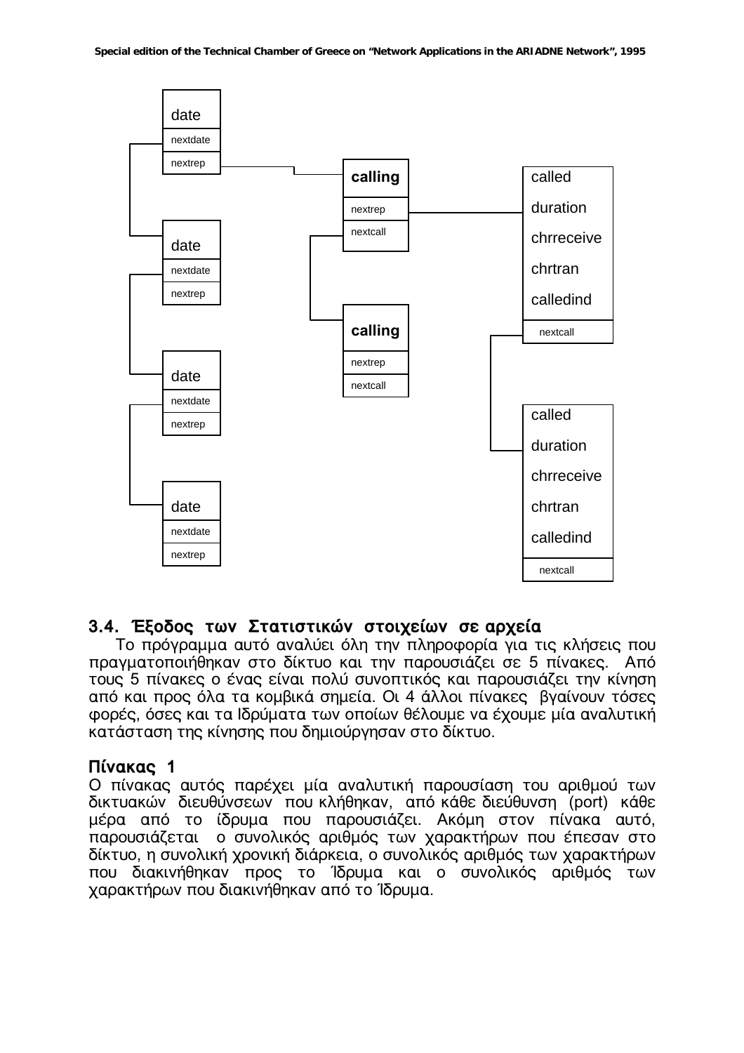date
nextdate
nextrep

calling
nextrep
nextcall

called
duration
chrreceive
chrtran
calledind
nextcall

date
nextdate
nextrep

calling
nextrep
nextcall

date
nextdate
nextrep

called
duration
chrreceive
chrtran
calledind
nextcall

date
nextdate
nextrep

### 3.4. Έξοδος των Στατιστικών στοιχείων σε αρχεία

Το πρόγραμμα αυτό αναλύει όλη την πληροφορία για τις κλήσεις που πραγματοποιήθηκαν στο δίκτυο και την παρουσιάζει σε 5 πίνακες. Από τους 5 πίνακες ο ένας είναι πολύ συνοπτικός και παρουσιάζει την κίνηση από και προς όλα τα κομβικά σημεία. Οι 4 άλλοι πίνακες βγαίνουν τόσες φορές, όσες και τα Ιδρύματα των οποίων θέλουμε να έχουμε μία αναλυτική κατάσταση της κίνησης που δημιούργησαν στο δίκτυο.

### Πίνακας 1

Ο πίνακας αυτός παρέχει μία αναλυτική παρουσίαση του αριθμού των δικτυακών διευθύνσεων που κλήθηκαν, από κάθε διεύθυνση (port) κάθε μέρα από το ίδρυμα που παρουσιάζει. Ακόμη στον πίνακα αυτό, παρουσιάζεται ο συνολικός αριθμός των χαρακτήρων που έπεσαν στο δίκτυο, η συνολική χρονική διάρκεια, ο συνολικός αριθμός των χαρακτήρων που διακινήθηκαν προς το Ίδρυμα και ο συνολικός αριθμός των χαρακτήρων που διακινήθηκαν από το Ίδρυμα.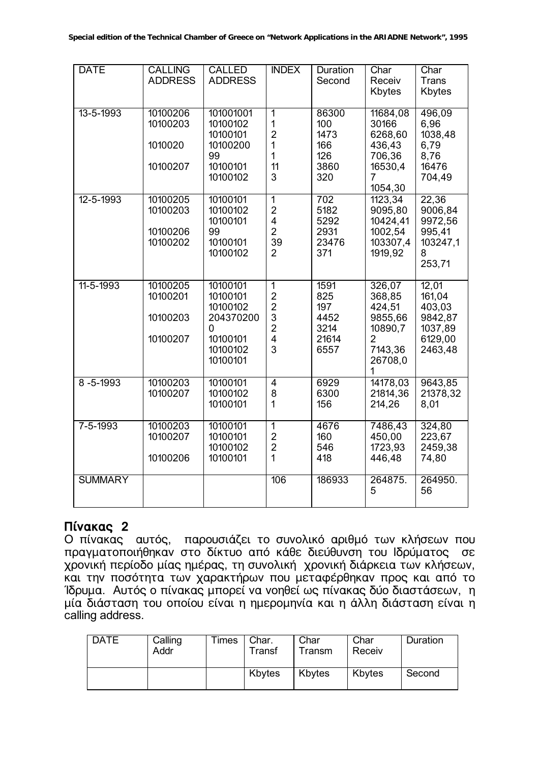| DATE | CALLING ADDRESS | CALLED ADDRESS | INDEX | Duration Second | Char Receiv Kbytes | Char Trans Kbytes |
|---|---|---|---|---|---|---|
| 13-5-1993 | 10100206 | 101001001 | 1 | 86300 | 11684,08 | 496,09 |
| | 10100203 | 10100102 | 1 | 100 | 30166 | 6,96 |
| | | 10100101 | 2 | 1473 | 6268,60 | 1038,48 |
| | 1010020 | 10100200 | 1 | 166 | 436,43 | 6,79 |
| | | 99 | 1 | 126 | 706,36 | 8,76 |
| | 10100207 | 10100101 | 11 | 3860 | 16530,47 | 16476 |
| | | 10100102 | 3 | 320 | 1054,30 | 704,49 |
| 12-5-1993 | 10100205 | 10100101 | 1 | 702 | 1123,34 | 22,36 |
| | 10100203 | 10100102 | 2 | 5182 | 9095,80 | 9006,84 |
| | | 10100101 | 4 | 5292 | 10424,41 | 9972,56 |
| | 10100206 | 99 | 2 | 2931 | 1002,54 | 995,41 |
| | 10100202 | 10100101 | 39 | 23476 | 103307,4 | 103247,18 |
| | | 10100102 | 2 | 371 | 1919,92 | 253,71 |
| 11-5-1993 | 10100205 | 10100101 | 1 | 1591 | 326,07 | 12,01 |
| | 10100201 | 10100101 | 2 | 825 | 368,85 | 161,04 |
| | | 10100102 | 2 | 197 | 424,51 | 403,03 |
| | 10100203 | 2043702000 | 3 | 4452 | 9855,66 | 9842,87 |
| | 10100207 | 10100101 | 2 | 3214 | 10890,72 | 1037,89 |
| | | 10100102 | 4 | 21614 | 7143,36 | 6129,00 |
| | | 10100101 | 3 | 6557 | 26708,01 | 2463,48 |
| 8 -5-1993 | 10100203 | 10100101 | 4 | 6929 | 14178,03 | 9643,85 |
| | 10100207 | 10100102 | 8 | 6300 | 21814,36 | 21378,32 |
| | | 10100101 | 1 | 156 | 214,26 | 8,01 |
| 7-5-1993 | 10100203 | 10100101 | 1 | 4676 | 7486,43 | 324,80 |
| | 10100207 | 10100101 | 2 | 160 | 450,00 | 223,67 |
| | | 10100102 | 2 | 546 | 1723,93 | 2459,38 |
| | 10100206 | 10100101 | 1 | 418 | 446,48 | 74,80 |
| SUMMARY | | | 106 | 186933 | 264875.5 | 264950.56 |

## Πίνακας 2

Ο πίνακας αυτός, παρουσιάζει το συνολικό αριθμό των κλήσεων που πραγματοποιήθηκαν στο δίκτυο από κάθε διεύθυνση του Ιδρύματος σε χρονική περίοδο μίας ημέρας, τη συνολική χρονική διάρκεια των κλήσεων, και την ποσότητα των χαρακτήρων που μεταφέρθηκαν προς και από το Ίδρυμα. Αυτός ο πίνακας μπορεί να νοηθεί ως πίνακας δύο διαστάσεων, η μία διάσταση του οποίου είναι η ημερομηνία και η άλλη διάσταση είναι η calling address.

| DATE | Calling Addr | Times | Char. Transf | Char Transm | Char Receiv | Duration |
|---|---|---|---|---|---|---|
| | | | Kbytes | Kbytes | Kbytes | Second |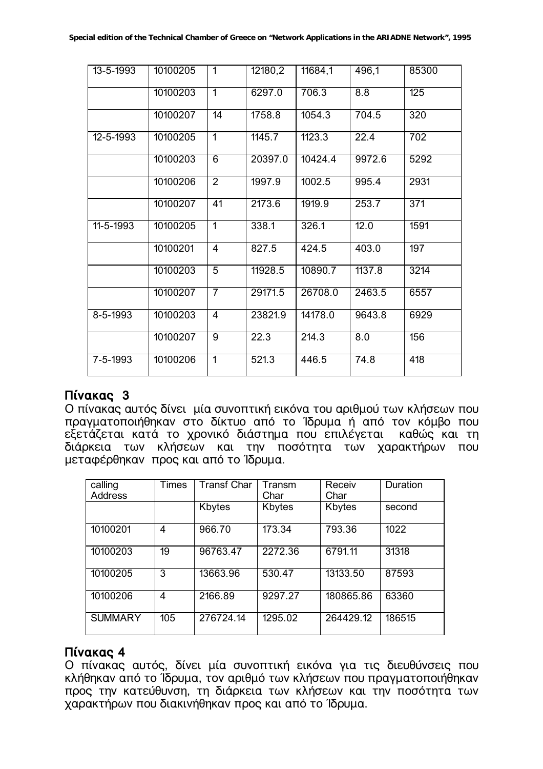| 13-5-1993 | 10100205 | 1 | 12180,2 | 11684,1 | 496,1 | 85300 |
|---|---|---|---|---|---|---|
| | 10100203 | 1 | 6297.0 | 706.3 | 8.8 | 125 |
| | 10100207 | 14 | 1758.8 | 1054.3 | 704.5 | 320 |
| 12-5-1993 | 10100205 | 1 | 1145.7 | 1123.3 | 22.4 | 702 |
| | 10100203 | 6 | 20397.0 | 10424.4 | 9972.6 | 5292 |
| | 10100206 | 2 | 1997.9 | 1002.5 | 995.4 | 2931 |
| | 10100207 | 41 | 2173.6 | 1919.9 | 253.7 | 371 |
| 11-5-1993 | 10100205 | 1 | 338.1 | 326.1 | 12.0 | 1591 |
| | 10100201 | 4 | 827.5 | 424.5 | 403.0 | 197 |
| | 10100203 | 5 | 11928.5 | 10890.7 | 1137.8 | 3214 |
| | 10100207 | 7 | 29171.5 | 26708.0 | 2463.5 | 6557 |
| 8-5-1993 | 10100203 | 4 | 23821.9 | 14178.0 | 9643.8 | 6929 |
| | 10100207 | 9 | 22.3 | 214.3 | 8.0 | 156 |
| 7-5-1993 | 10100206 | 1 | 521.3 | 446.5 | 74.8 | 418 |

## Πίνακας 3

Ο πίνακας αυτός δίνει μία συνοπτική εικόνα του αριθμού των κλήσεων που πραγματοποιήθηκαν στο δίκτυο από το Ίδρυμα ή από τον κόμβο που εξετάζεται κατά το χρονικό διάστημα που επιλέγεται καθώς και τη διάρκεια των κλήσεων και την ποσότητα των χαρακτήρων που μεταφέρθηκαν προς και από το Ίδρυμα.

| calling Address | Times | Transf Char | Transm Char | Receiv Char | Duration |
|---|---|---|---|---|---|
| | | Kbytes | Kbytes | Kbytes | second |
| 10100201 | 4 | 966.70 | 173.34 | 793.36 | 1022 |
| 10100203 | 19 | 96763.47 | 2272.36 | 6791.11 | 31318 |
| 10100205 | 3 | 13663.96 | 530.47 | 13133.50 | 87593 |
| 10100206 | 4 | 2166.89 | 9297.27 | 180865.86 | 63360 |
| SUMMARY | 105 | 276724.14 | 1295.02 | 264429.12 | 186515 |

## Πίνακας 4

Ο πίνακας αυτός, δίνει μία συνοπτική εικόνα για τις διευθύνσεις που κλήθηκαν από το Ίδρυμα, τον αριθμό των κλήσεων που πραγματοποιήθηκαν προς την κατεύθυνση, τη διάρκεια των κλήσεων και την ποσότητα των χαρακτήρων που διακινήθηκαν προς και από το Ίδρυμα.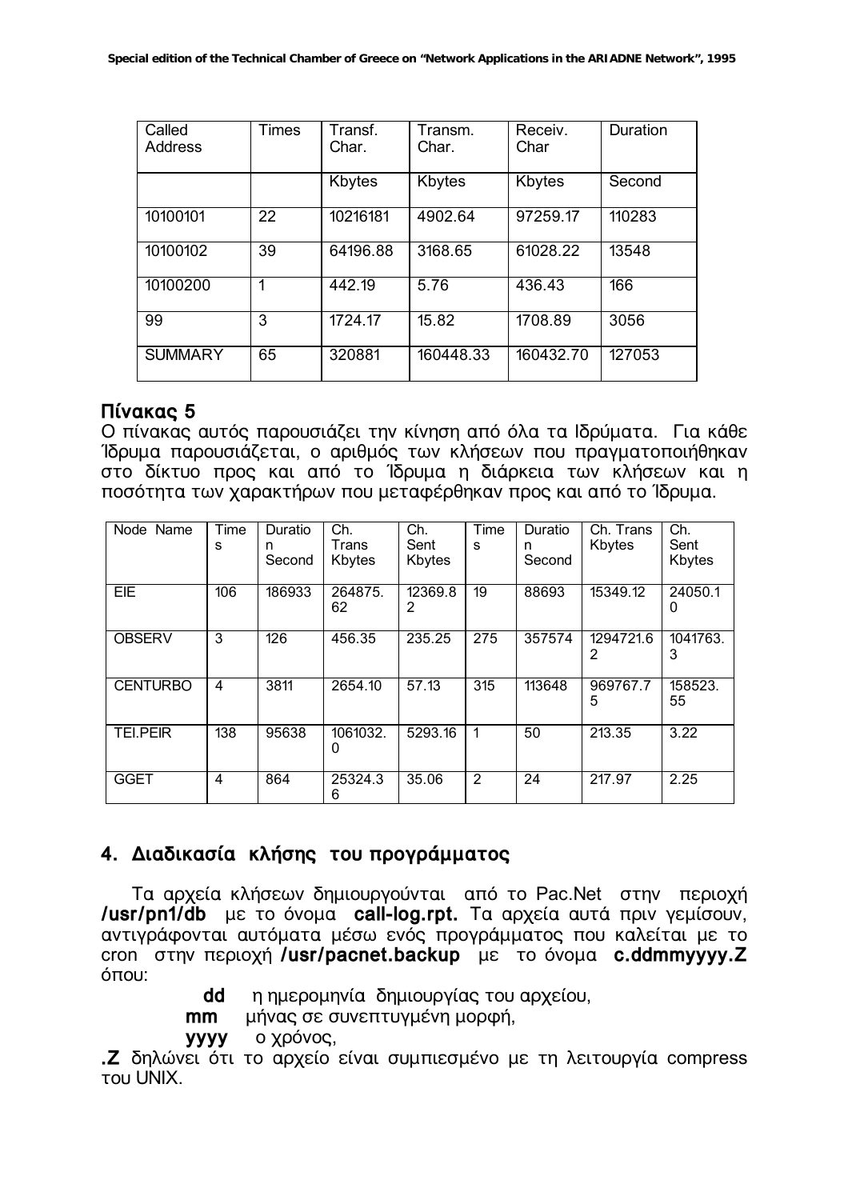| Called Address | Times | Transf. Char. | Transm. Char. | Receiv. Char | Duration |
|---|---|---|---|---|---|
| | | Kbytes | Kbytes | Kbytes | Second |
| 10100101 | 22 | 10216181 | 4902.64 | 97259.17 | 110283 |
| 10100102 | 39 | 64196.88 | 3168.65 | 61028.22 | 13548 |
| 10100200 | 1 | 442.19 | 5.76 | 436.43 | 166 |
| 99 | 3 | 1724.17 | 15.82 | 1708.89 | 3056 |
| SUMMARY | 65 | 320881 | 160448.33 | 160432.70 | 127053 |

**Πίνακας 5**

Ο πίνακας αυτός παρουσιάζει την κίνηση από όλα τα Ιδρύματα. Για κάθε Ίδρυμα παρουσιάζεται, ο αριθμός των κλήσεων που πραγματοποιήθηκαν στο δίκτυο προς και από το Ίδρυμα η διάρκεια των κλήσεων και η ποσότητα των χαρακτήρων που μεταφέρθηκαν προς και από το Ίδρυμα.

| Node Name | Times | Duration Second | Ch. Trans Kbytes | Ch. Sent Kbytes | Times | Duration Second | Ch. Trans Kbytes | Ch. Sent Kbytes |
|---|---|---|---|---|---|---|---|---|
| EIE | 106 | 186933 | 264875.62 | 12369.82 | 19 | 88693 | 15349.12 | 24050.10 |
| OBSERV | 3 | 126 | 456.35 | 235.25 | 275 | 357574 | 1294721.62 | 1041763.3 |
| CENTURBO | 4 | 3811 | 2654.10 | 57.13 | 315 | 113648 | 969767.75 | 158523.55 |
| TEI.PEIR | 138 | 95638 | 1061032.0 | 5293.16 | 1 | 50 | 213.35 | 3.22 |
| GGET | 4 | 864 | 25324.36 | 35.06 | 2 | 24 | 217.97 | 2.25 |

## 4. Διαδικασία κλήσης του προγράμματος

Τα αρχεία κλήσεων δημιουργούνται από το Pac.Net στην περιοχή **/usr/pn1/db** με το όνομα **call-log.rpt.** Τα αρχεία αυτά πριν γεμίσουν, αντιγράφονται αυτόματα μέσω ενός προγράμματος που καλείται με το cron στην περιοχή **/usr/pacnet.backup** με το όνομα **c.ddmmyyyy.Z** όπου:

- **dd** η ημερομηνία δημιουργίας του αρχείου,
- **mm** μήνας σε συνεπτυγμένη μορφή,
- **yyyy** ο χρόνος,

**.Z** δηλώνει ότι το αρχείο είναι συμπιεσμένο με τη λειτουργία compress του UNIX.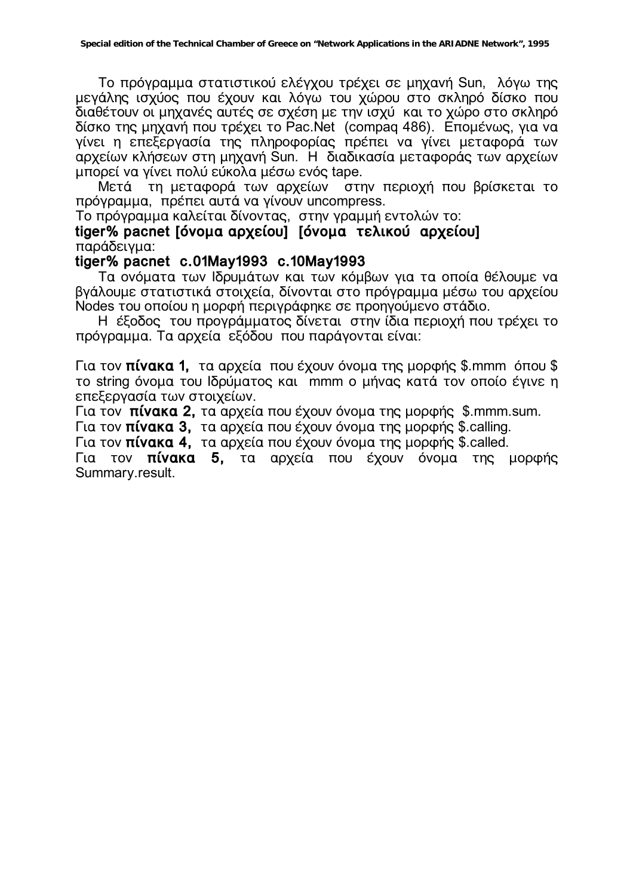Το πρόγραμμα στατιστικού ελέγχου τρέχει σε μηχανή Sun, λόγω της μεγάλης ισχύος που έχουν και λόγω του χώρου στο σκληρό δίσκο που διαθέτουν οι μηχανές αυτές σε σχέση με την ισχύ και το χώρο στο σκληρό δίσκο της μηχανή που τρέχει το Pac.Net (compaq 486). Επομένως, για να γίνει η επεξεργασία της πληροφορίας πρέπει να γίνει μεταφορά των αρχείων κλήσεων στη μηχανή Sun. Η διαδικασία μεταφοράς των αρχείων μπορεί να γίνει πολύ εύκολα μέσω ενός tape.

Μετά τη μεταφορά των αρχείων στην περιοχή που βρίσκεται το πρόγραμμα, πρέπει αυτά να γίνουν uncompress.

Το πρόγραμμα καλείται δίνοντας, στην γραμμή εντολών το:

**tiger% pacnet [όνομα αρχείου] [όνομα τελικού αρχείου]**

παράδειγμα:

**tiger% pacnet c.01May1993 c.10May1993**

Τα ονόματα των Ιδρυμάτων και των κόμβων για τα οποία θέλουμε να βγάλουμε στατιστικά στοιχεία, δίνονται στο πρόγραμμα μέσω του αρχείου Nodes του οποίου η μορφή περιγράφηκε σε προηγούμενο στάδιο.

Η έξοδος του προγράμματος δίνεται στην ίδια περιοχή που τρέχει το πρόγραμμα. Τα αρχεία εξόδου που παράγονται είναι:

Για τον **πίνακα 1,** τα αρχεία που έχουν όνομα της μορφής $.mmm όπου $ το string όνομα του Ιδρύματος και mmm ο μήνας κατά τον οποίο έγινε η επεξεργασία των στοιχείων.

Για τον **πίνακα 2,** τα αρχεία που έχουν όνομα της μορφής $.mmm.sum.

Για τον **πίνακα 3,** τα αρχεία που έχουν όνομα της μορφής $.calling.

Για τον **πίνακα 4,** τα αρχεία που έχουν όνομα της μορφής $.called.

Για τον **πίνακα 5,** τα αρχεία που έχουν όνομα της μορφής Summary.result.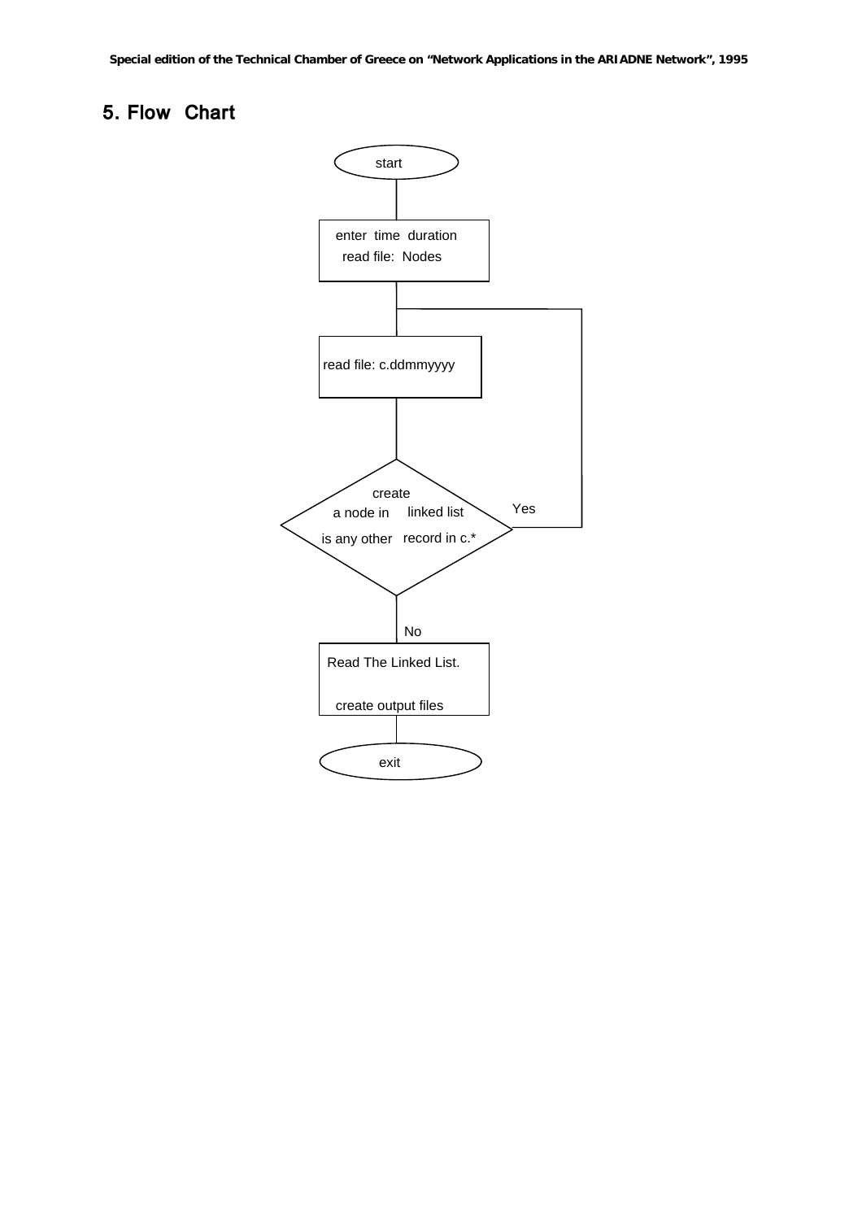## 5. Flow Chart

start

enter time duration
read file: Nodes

read file: c.ddmmyyyy

create
a node in linked list
is any other record in c.*

Yes

No

Read The Linked List.

create output files

exit